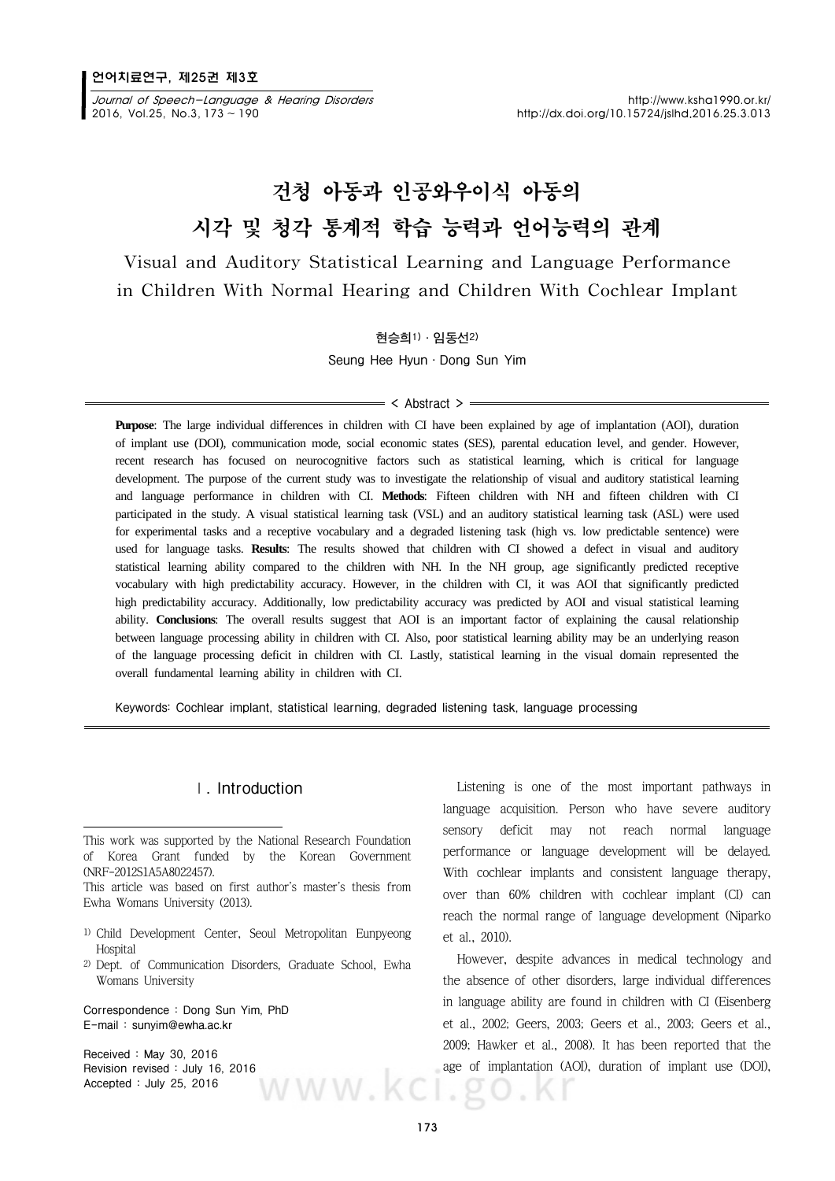# 건청 아동과 인공와우이식 아동의 시각 및 청각 통계적 학습 능력과 언어능력의 관계

## Visual and Auditory Statistical Learning and Language Performance in Children With Normal Hearing and Children With Cochlear Implant

현승희[1]·임동선[2]

Seung Hee Hyun·Dong Sun Yim

< Abstract >

**Purpose**: The large individual differences in children with CI have been explained by age of implantation (AOI), duration of implant use (DOI), communication mode, social economic states (SES), parental education level, and gender. However, recent research has focused on neurocognitive factors such as statistical learning, which is critical for language development. The purpose of the current study was to investigate the relationship of visual and auditory statistical learning and language performance in children with CI. **Methods**: Fifteen children with NH and fifteen children with CI participated in the study. A visual statistical learning task (VSL) and an auditory statistical learning task (ASL) were used for experimental tasks and a receptive vocabulary and a degraded listening task (high vs. low predictable sentence) were used for language tasks. **Results**: The results showed that children with CI showed a defect in visual and auditory statistical learning ability compared to the children with NH. In the NH group, age significantly predicted receptive vocabulary with high predictability accuracy. However, in the children with CI, it was AOI that significantly predicted high predictability accuracy. Additionally, low predictability accuracy was predicted by AOI and visual statistical learning ability. **Conclusions**: The overall results suggest that AOI is an important factor of explaining the causal relationship between language processing ability in children with CI. Also, poor statistical learning ability may be an underlying reason of the language processing deficit in children with CI. Lastly, statistical learning in the visual domain represented the overall fundamental learning ability in children with CI.

Keywords: Cochlear implant, statistical learning, degraded listening task, language processing

## Ⅰ. Introduction

Listening is one of the most important pathways in language acquisition. Person who have severe auditory sensory deficit may not reach normal language performance or language development will be delayed. With cochlear implants and consistent language therapy, over than 60% children with cochlear implant (CI) can reach the normal range of language development (Niparko et al., 2010).

However, despite advances in medical technology and the absence of other disorders, large individual differences in language ability are found in children with CI (Eisenberg et al., 2002; Geers, 2003; Geers et al., 2003; Geers et al., 2009; Hawker et al., 2008). It has been reported that the age of implantation (AOI), duration of implant use (DOI),

---

This work was supported by the National Research Foundation of Korea Grant funded by the Korean Government (NRF-2012S1A5A8022457).

This article was based on first author's master's thesis from Ewha Womans University (2013).

[1] Child Development Center, Seoul Metropolitan Eunpyeong Hospital

[2] Dept. of Communication Disorders, Graduate School, Ewha Womans University

Correspondence : Dong Sun Yim, PhD
E-mail : sunyim@ewha.ac.kr

Received : May 30, 2016
Revision revised : July 16, 2016
Accepted : July 25, 2016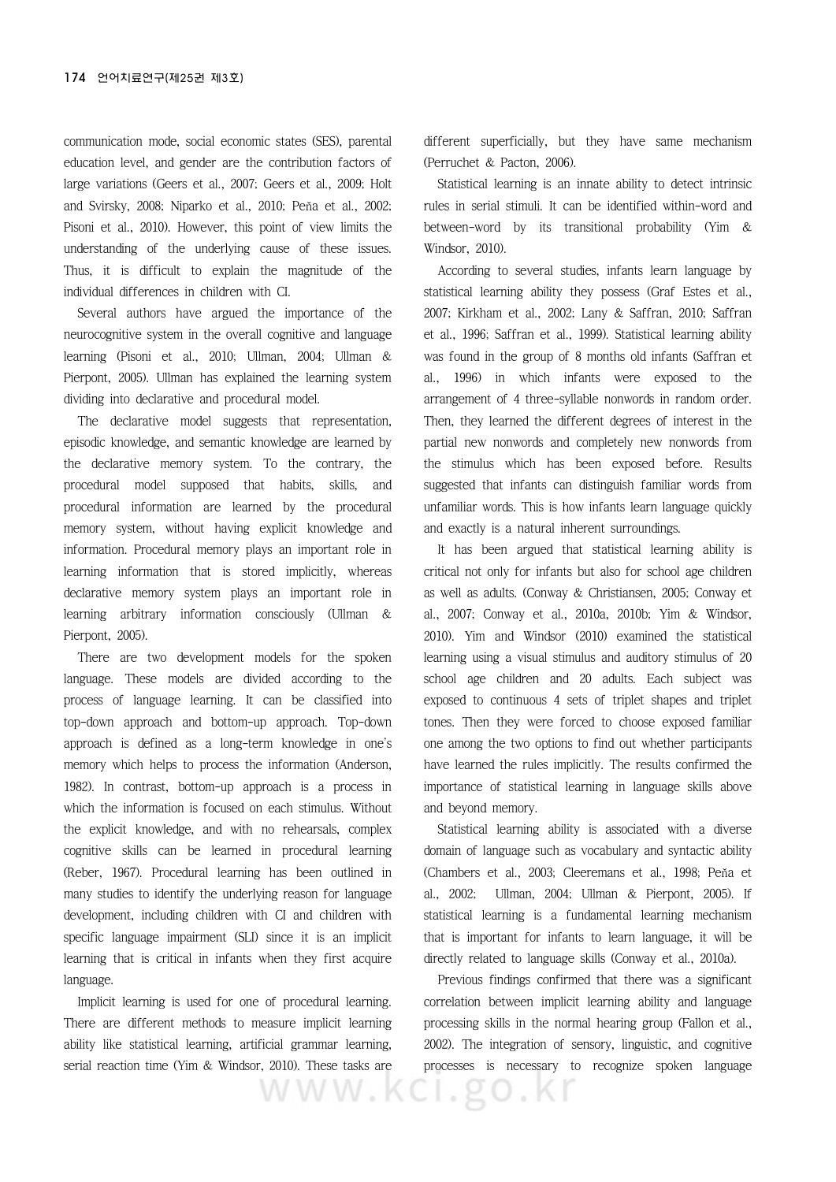communication mode, social economic states (SES), parental education level, and gender are the contribution factors of large variations (Geers et al., 2007; Geers et al., 2009; Holt and Svirsky, 2008; Niparko et al., 2010; Peña et al., 2002; Pisoni et al., 2010). However, this point of view limits the understanding of the underlying cause of these issues. Thus, it is difficult to explain the magnitude of the individual differences in children with CI.

Several authors have argued the importance of the neurocognitive system in the overall cognitive and language learning (Pisoni et al., 2010; Ullman, 2004; Ullman & Pierpont, 2005). Ullman has explained the learning system dividing into declarative and procedural model.

The declarative model suggests that representation, episodic knowledge, and semantic knowledge are learned by the declarative memory system. To the contrary, the procedural model supposed that habits, skills, and procedural information are learned by the procedural memory system, without having explicit knowledge and information. Procedural memory plays an important role in learning information that is stored implicitly, whereas declarative memory system plays an important role in learning arbitrary information consciously (Ullman & Pierpont, 2005).

There are two development models for the spoken language. These models are divided according to the process of language learning. It can be classified into top-down approach and bottom-up approach. Top-down approach is defined as a long-term knowledge in one's memory which helps to process the information (Anderson, 1982). In contrast, bottom-up approach is a process in which the information is focused on each stimulus. Without the explicit knowledge, and with no rehearsals, complex cognitive skills can be learned in procedural learning (Reber, 1967). Procedural learning has been outlined in many studies to identify the underlying reason for language development, including children with CI and children with specific language impairment (SLI) since it is an implicit learning that is critical in infants when they first acquire language.

Implicit learning is used for one of procedural learning. There are different methods to measure implicit learning ability like statistical learning, artificial grammar learning, serial reaction time (Yim & Windsor, 2010). These tasks are different superficially, but they have same mechanism (Perruchet & Pacton, 2006).

Statistical learning is an innate ability to detect intrinsic rules in serial stimuli. It can be identified within-word and between-word by its transitional probability (Yim & Windsor, 2010).

According to several studies, infants learn language by statistical learning ability they possess (Graf Estes et al., 2007; Kirkham et al., 2002; Lany & Saffran, 2010; Saffran et al., 1996; Saffran et al., 1999). Statistical learning ability was found in the group of 8 months old infants (Saffran et al., 1996) in which infants were exposed to the arrangement of 4 three-syllable nonwords in random order. Then, they learned the different degrees of interest in the partial new nonwords and completely new nonwords from the stimulus which has been exposed before. Results suggested that infants can distinguish familiar words from unfamiliar words. This is how infants learn language quickly and exactly is a natural inherent surroundings.

It has been argued that statistical learning ability is critical not only for infants but also for school age children as well as adults. (Conway & Christiansen, 2005; Conway et al., 2007; Conway et al., 2010a, 2010b; Yim & Windsor, 2010). Yim and Windsor (2010) examined the statistical learning using a visual stimulus and auditory stimulus of 20 school age children and 20 adults. Each subject was exposed to continuous 4 sets of triplet shapes and triplet tones. Then they were forced to choose exposed familiar one among the two options to find out whether participants have learned the rules implicitly. The results confirmed the importance of statistical learning in language skills above and beyond memory.

Statistical learning ability is associated with a diverse domain of language such as vocabulary and syntactic ability (Chambers et al., 2003; Cleeremans et al., 1998; Peña et al., 2002; Ullman, 2004; Ullman & Pierpont, 2005). If statistical learning is a fundamental learning mechanism that is important for infants to learn language, it will be directly related to language skills (Conway et al., 2010a).

Previous findings confirmed that there was a significant correlation between implicit learning ability and language processing skills in the normal hearing group (Fallon et al., 2002). The integration of sensory, linguistic, and cognitive processes is necessary to recognize spoken language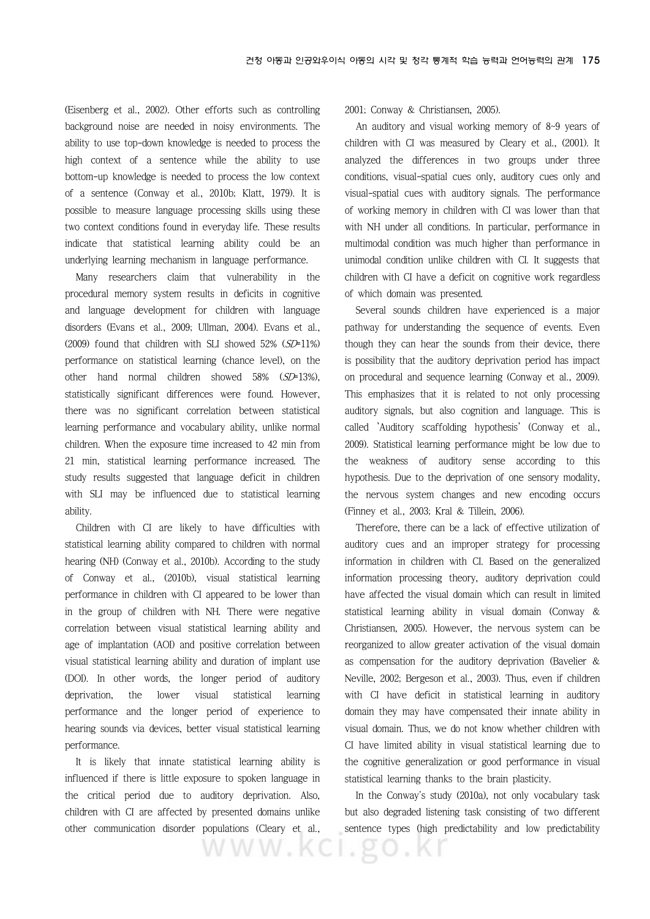(Eisenberg et al., 2002). Other efforts such as controlling background noise are needed in noisy environments. The ability to use top-down knowledge is needed to process the high context of a sentence while the ability to use bottom-up knowledge is needed to process the low context of a sentence (Conway et al., 2010b; Klatt, 1979). It is possible to measure language processing skills using these two context conditions found in everyday life. These results indicate that statistical learning ability could be an underlying learning mechanism in language performance.

Many researchers claim that vulnerability in the procedural memory system results in deficits in cognitive and language development for children with language disorders (Evans et al., 2009; Ullman, 2004). Evans et al., (2009) found that children with SLI showed 52% (*SD*=11%) performance on statistical learning (chance level), on the other hand normal children showed 58% (*SD*=13%), statistically significant differences were found. However, there was no significant correlation between statistical learning performance and vocabulary ability, unlike normal children. When the exposure time increased to 42 min from 21 min, statistical learning performance increased. The study results suggested that language deficit in children with SLI may be influenced due to statistical learning ability.

Children with CI are likely to have difficulties with statistical learning ability compared to children with normal hearing (NH) (Conway et al., 2010b). According to the study of Conway et al., (2010b), visual statistical learning performance in children with CI appeared to be lower than in the group of children with NH. There were negative correlation between visual statistical learning ability and age of implantation (AOI) and positive correlation between visual statistical learning ability and duration of implant use (DOI). In other words, the longer period of auditory deprivation, the lower visual statistical learning performance and the longer period of experience to hearing sounds via devices, better visual statistical learning performance.

It is likely that innate statistical learning ability is influenced if there is little exposure to spoken language in the critical period due to auditory deprivation. Also, children with CI are affected by presented domains unlike other communication disorder populations (Cleary et al., 2001; Conway & Christiansen, 2005).

An auditory and visual working memory of 8~9 years of children with CI was measured by Cleary et al., (2001). It analyzed the differences in two groups under three conditions, visual-spatial cues only, auditory cues only and visual-spatial cues with auditory signals. The performance of working memory in children with CI was lower than that with NH under all conditions. In particular, performance in multimodal condition was much higher than performance in unimodal condition unlike children with CI. It suggests that children with CI have a deficit on cognitive work regardless of which domain was presented.

Several sounds children have experienced is a major pathway for understanding the sequence of events. Even though they can hear the sounds from their device, there is possibility that the auditory deprivation period has impact on procedural and sequence learning (Conway et al., 2009). This emphasizes that it is related to not only processing auditory signals, but also cognition and language. This is called 'Auditory scaffolding hypothesis' (Conway et al., 2009). Statistical learning performance might be low due to the weakness of auditory sense according to this hypothesis. Due to the deprivation of one sensory modality, the nervous system changes and new encoding occurs (Finney et al., 2003; Kral & Tillein, 2006).

Therefore, there can be a lack of effective utilization of auditory cues and an improper strategy for processing information in children with CI. Based on the generalized information processing theory, auditory deprivation could have affected the visual domain which can result in limited statistical learning ability in visual domain (Conway & Christiansen, 2005). However, the nervous system can be reorganized to allow greater activation of the visual domain as compensation for the auditory deprivation (Bavelier & Neville, 2002; Bergeson et al., 2003). Thus, even if children with CI have deficit in statistical learning in auditory domain they may have compensated their innate ability in visual domain. Thus, we do not know whether children with CI have limited ability in visual statistical learning due to the cognitive generalization or good performance in visual statistical learning thanks to the brain plasticity.

In the Conway's study (2010a), not only vocabulary task but also degraded listening task consisting of two different sentence types (high predictability and low predictability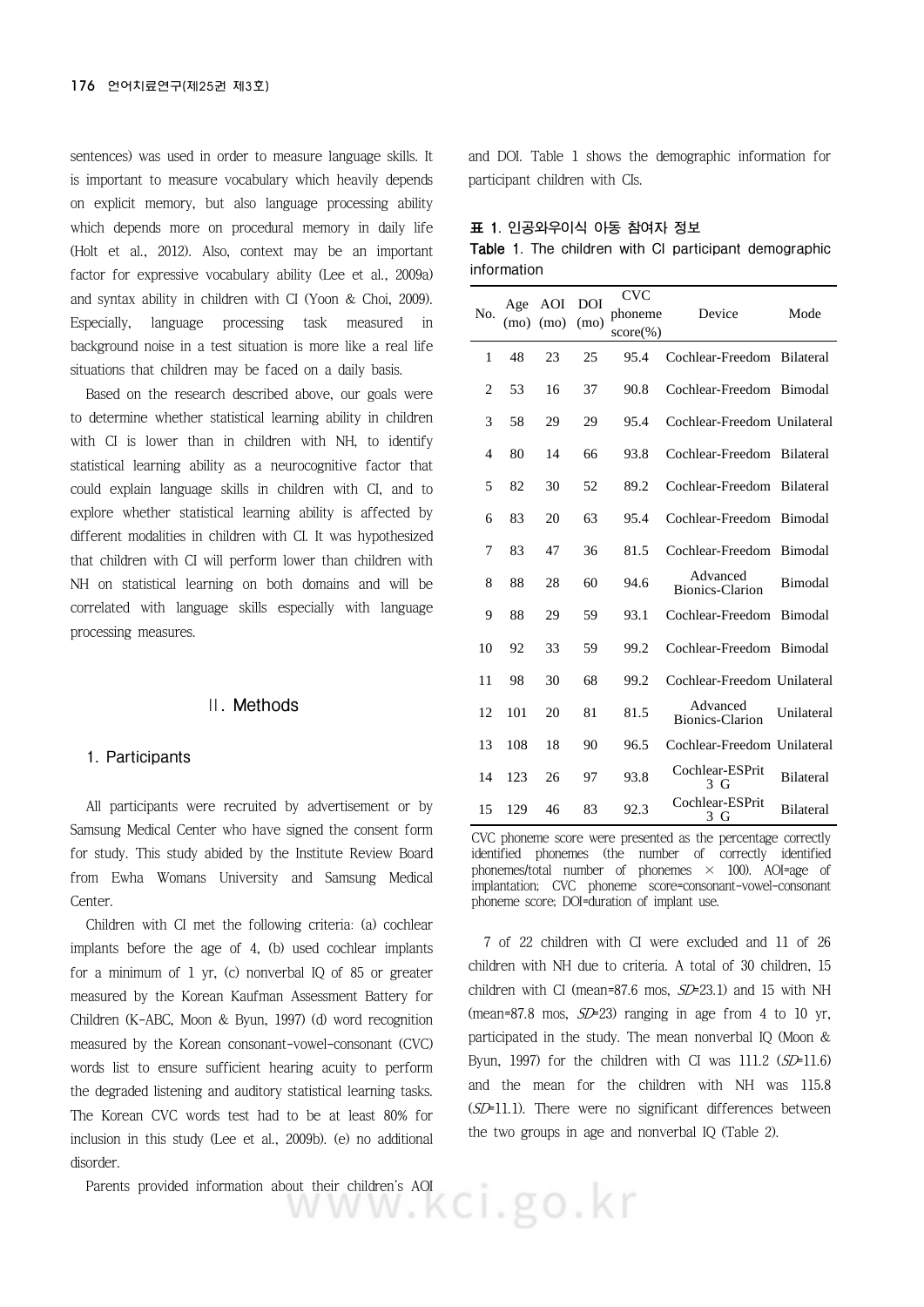sentences) was used in order to measure language skills. It is important to measure vocabulary which heavily depends on explicit memory, but also language processing ability which depends more on procedural memory in daily life (Holt et al., 2012). Also, context may be an important factor for expressive vocabulary ability (Lee et al., 2009a) and syntax ability in children with CI (Yoon & Choi, 2009). Especially, language processing task measured in background noise in a test situation is more like a real life situations that children may be faced on a daily basis.

Based on the research described above, our goals were to determine whether statistical learning ability in children with CI is lower than in children with NH, to identify statistical learning ability as a neurocognitive factor that could explain language skills in children with CI, and to explore whether statistical learning ability is affected by different modalities in children with CI. It was hypothesized that children with CI will perform lower than children with NH on statistical learning on both domains and will be correlated with language skills especially with language processing measures.

## Ⅱ. Methods

### 1. Participants

All participants were recruited by advertisement or by Samsung Medical Center who have signed the consent form for study. This study abided by the Institute Review Board from Ewha Womans University and Samsung Medical Center.

Children with CI met the following criteria: (a) cochlear implants before the age of 4, (b) used cochlear implants for a minimum of 1 yr, (c) nonverbal IQ of 85 or greater measured by the Korean Kaufman Assessment Battery for Children (K-ABC, Moon & Byun, 1997) (d) word recognition measured by the Korean consonant-vowel-consonant (CVC) words list to ensure sufficient hearing acuity to perform the degraded listening and auditory statistical learning tasks. The Korean CVC words test had to be at least 80% for inclusion in this study (Lee et al., 2009b). (e) no additional disorder.

Parents provided information about their children's AOI and DOI. Table 1 shows the demographic information for participant children with CIs.

**표 1. 인공와우이식 아동 참여자 정보**
**Table 1.** The children with CI participant demographic information

| No. | Age (mo) | AOI (mo) | DOI (mo) | CVC phoneme score(%) | Device | Mode |
|---|---|---|---|---|---|---|
| 1 | 48 | 23 | 25 | 95.4 | Cochlear-Freedom | Bilateral |
| 2 | 53 | 16 | 37 | 90.8 | Cochlear-Freedom | Bimodal |
| 3 | 58 | 29 | 29 | 95.4 | Cochlear-Freedom | Unilateral |
| 4 | 80 | 14 | 66 | 93.8 | Cochlear-Freedom | Bilateral |
| 5 | 82 | 30 | 52 | 89.2 | Cochlear-Freedom | Bilateral |
| 6 | 83 | 20 | 63 | 95.4 | Cochlear-Freedom | Bimodal |
| 7 | 83 | 47 | 36 | 81.5 | Cochlear-Freedom | Bimodal |
| 8 | 88 | 28 | 60 | 94.6 | Advanced Bionics-Clarion | Bimodal |
| 9 | 88 | 29 | 59 | 93.1 | Cochlear-Freedom | Bimodal |
| 10 | 92 | 33 | 59 | 99.2 | Cochlear-Freedom | Bimodal |
| 11 | 98 | 30 | 68 | 99.2 | Cochlear-Freedom | Unilateral |
| 12 | 101 | 20 | 81 | 81.5 | Advanced Bionics-Clarion | Unilateral |
| 13 | 108 | 18 | 90 | 96.5 | Cochlear-Freedom | Unilateral |
| 14 | 123 | 26 | 97 | 93.8 | Cochlear-ESPrit 3 G | Bilateral |
| 15 | 129 | 46 | 83 | 92.3 | Cochlear-ESPrit 3 G | Bilateral |

CVC phoneme score were presented as the percentage correctly identified phonemes (the number of correctly identified phonemes/total number of phonemes × 100). AOI=age of implantation; CVC phoneme score=consonant-vowel-consonant phoneme score; DOI=duration of implant use.

7 of 22 children with CI were excluded and 11 of 26 children with NH due to criteria. A total of 30 children, 15 children with CI (mean=87.6 mos, *SD*=23.1) and 15 with NH (mean=87.8 mos, *SD*=23) ranging in age from 4 to 10 yr, participated in the study. The mean nonverbal IQ (Moon & Byun, 1997) for the children with CI was 111.2 (*SD*=11.6) and the mean for the children with NH was 115.8 (*SD*=11.1). There were no significant differences between the two groups in age and nonverbal IQ (Table 2).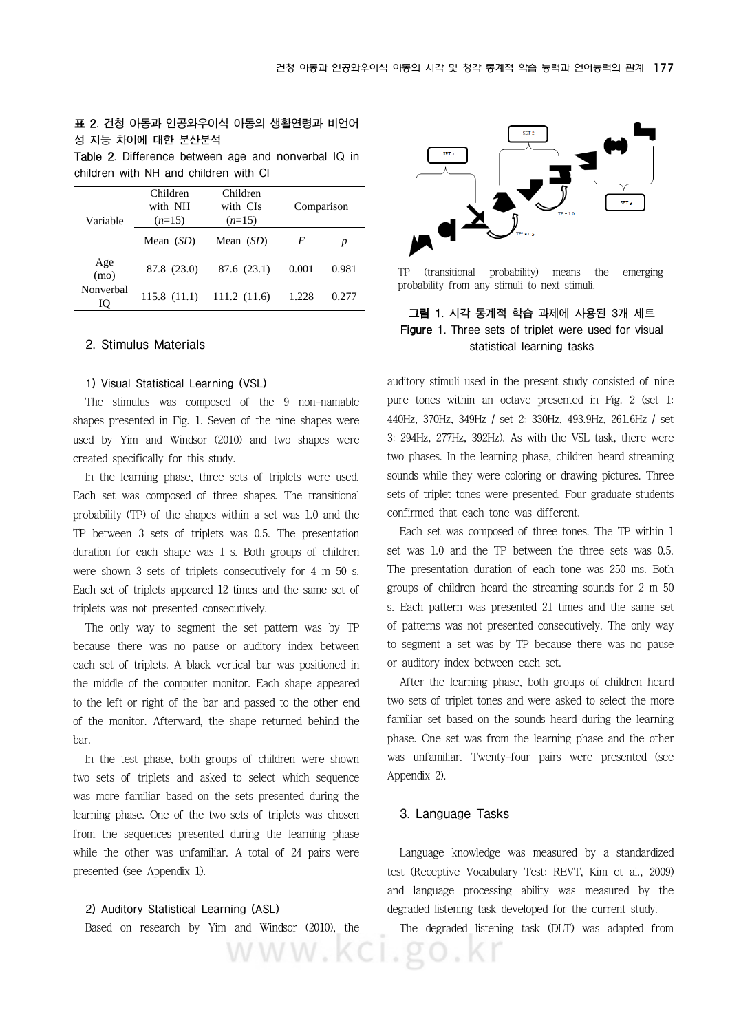**표 2**. 건청 아동과 인공와우이식 아동의 생활연령과 비언어성 지능 차이에 대한 분산분석

**Table 2**. Difference between age and nonverbal IQ in children with NH and children with CI

| Variable | Children with NH ($n$=15) | Children with CIs ($n$=15) | Comparison | |
|---|---|---|---|---|
| | Mean ($SD$) | Mean ($SD$) | $F$ | $p$ |
| Age (mo) | 87.8 (23.0) | 87.6 (23.1) | 0.001 | 0.981 |
| Nonverbal IQ | 115.8 (11.1) | 111.2 (11.6) | 1.228 | 0.277 |

## 2. Stimulus Materials

### 1) Visual Statistical Learning (VSL)

The stimulus was composed of the 9 non-namable shapes presented in Fig. 1. Seven of the nine shapes were used by Yim and Windsor (2010) and two shapes were created specifically for this study.

In the learning phase, three sets of triplets were used. Each set was composed of three shapes. The transitional probability (TP) of the shapes within a set was 1.0 and the TP between 3 sets of triplets was 0.5. The presentation duration for each shape was 1 s. Both groups of children were shown 3 sets of triplets consecutively for 4 m 50 s. Each set of triplets appeared 12 times and the same set of triplets was not presented consecutively.

The only way to segment the set pattern was by TP because there was no pause or auditory index between each set of triplets. A black vertical bar was positioned in the middle of the computer monitor. Each shape appeared to the left or right of the bar and passed to the other end of the monitor. Afterward, the shape returned behind the bar.

In the test phase, both groups of children were shown two sets of triplets and asked to select which sequence was more familiar based on the sets presented during the learning phase. One of the two sets of triplets was chosen from the sequences presented during the learning phase while the other was unfamiliar. A total of 24 pairs were presented (see Appendix 1).

### 2) Auditory Statistical Learning (ASL)

Based on research by Yim and Windsor (2010), the auditory stimuli used in the present study consisted of nine pure tones within an octave presented in Fig. 2 (set 1: 440Hz, 370Hz, 349Hz / set 2: 330Hz, 493.9Hz, 261.6Hz / set 3: 294Hz, 277Hz, 392Hz). As with the VSL task, there were two phases. In the learning phase, children heard streaming sounds while they were coloring or drawing pictures. Three sets of triplet tones were presented. Four graduate students confirmed that each tone was different.

Each set was composed of three tones. The TP within 1 set was 1.0 and the TP between the three sets was 0.5. The presentation duration of each tone was 250 ms. Both groups of children heard the streaming sounds for 2 m 50 s. Each pattern was presented 21 times and the same set of patterns was not presented consecutively. The only way to segment a set was by TP because there was no pause or auditory index between each set.

After the learning phase, both groups of children heard two sets of triplet tones and were asked to select the more familiar set based on the sounds heard during the learning phase. One set was from the learning phase and the other was unfamiliar. Twenty-four pairs were presented (see Appendix 2).

TP (transitional probability) means the emerging probability from any stimuli to next stimuli.

**그림 1**. 시각 통계적 학습 과제에 사용된 3개 세트
**Figure 1**. Three sets of triplet were used for visual statistical learning tasks

## 3. Language Tasks

Language knowledge was measured by a standardized test (Receptive Vocabulary Test: REVT, Kim et al., 2009) and language processing ability was measured by the degraded listening task developed for the current study.

The degraded listening task (DLT) was adapted from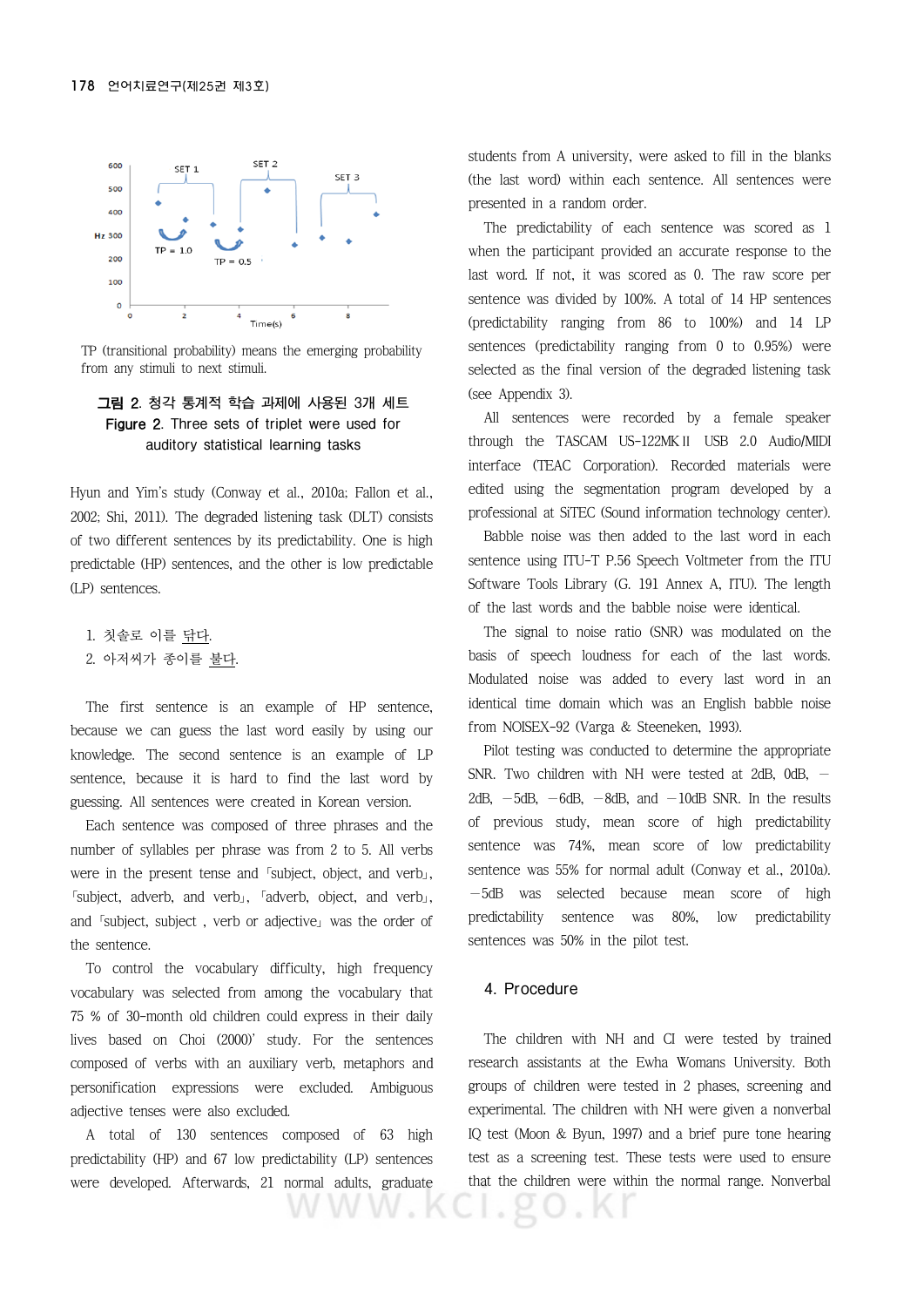TP (transitional probability) means the emerging probability from any stimuli to next stimuli.

**그림 2. 청각 통계적 학습 과제에 사용된 3개 세트**
**Figure 2.** Three sets of triplet were used for auditory statistical learning tasks

Hyun and Yim's study (Conway et al., 2010a; Fallon et al., 2002; Shi, 2011). The degraded listening task (DLT) consists of two different sentences by its predictability. One is high predictable (HP) sentences, and the other is low predictable (LP) sentences.

1. 칫솔로 이를 닦다.
2. 아저씨가 종이를 불다.

The first sentence is an example of HP sentence, because we can guess the last word easily by using our knowledge. The second sentence is an example of LP sentence, because it is hard to find the last word by guessing. All sentences were created in Korean version.

Each sentence was composed of three phrases and the number of syllables per phrase was from 2 to 5. All verbs were in the present tense and 「subject, object, and verb」, 「subject, adverb, and verb」, 「adverb, object, and verb」, and 「subject, subject , verb or adjective」 was the order of the sentence.

To control the vocabulary difficulty, high frequency vocabulary was selected from among the vocabulary that 75 % of 30-month old children could express in their daily lives based on Choi (2000)' study. For the sentences composed of verbs with an auxiliary verb, metaphors and personification expressions were excluded. Ambiguous adjective tenses were also excluded.

A total of 130 sentences composed of 63 high predictability (HP) and 67 low predictability (LP) sentences were developed. Afterwards, 21 normal adults, graduate students from A university, were asked to fill in the blanks (the last word) within each sentence. All sentences were presented in a random order.

The predictability of each sentence was scored as 1 when the participant provided an accurate response to the last word. If not, it was scored as 0. The raw score per sentence was divided by 100%. A total of 14 HP sentences (predictability ranging from 86 to 100%) and 14 LP sentences (predictability ranging from 0 to 0.95%) were selected as the final version of the degraded listening task (see Appendix 3).

All sentences were recorded by a female speaker through the TASCAM US-122MKⅡ USB 2.0 Audio/MIDI interface (TEAC Corporation). Recorded materials were edited using the segmentation program developed by a professional at SiTEC (Sound information technology center).

Babble noise was then added to the last word in each sentence using ITU-T P.56 Speech Voltmeter from the ITU Software Tools Library (G. 191 Annex A, ITU). The length of the last words and the babble noise were identical.

The signal to noise ratio (SNR) was modulated on the basis of speech loudness for each of the last words. Modulated noise was added to every last word in an identical time domain which was an English babble noise from NOISEX-92 (Varga & Steeneken, 1993).

Pilot testing was conducted to determine the appropriate SNR. Two children with NH were tested at 2dB, 0dB, －2dB, －5dB, －6dB, －8dB, and －10dB SNR. In the results of previous study, mean score of high predictability sentence was 74%, mean score of low predictability sentence was 55% for normal adult (Conway et al., 2010a). －5dB was selected because mean score of high predictability sentence was 80%, low predictability sentences was 50% in the pilot test.

## 4. Procedure

The children with NH and CI were tested by trained research assistants at the Ewha Womans University. Both groups of children were tested in 2 phases, screening and experimental. The children with NH were given a nonverbal IQ test (Moon & Byun, 1997) and a brief pure tone hearing test as a screening test. These tests were used to ensure that the children were within the normal range. Nonverbal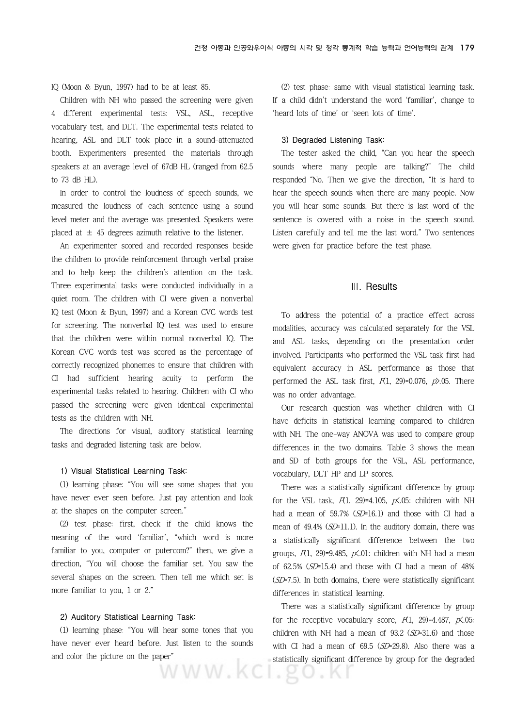IQ (Moon & Byun, 1997) had to be at least 85.

Children with NH who passed the screening were given 4 different experimental tests: VSL, ASL, receptive vocabulary test, and DLT. The experimental tests related to hearing, ASL and DLT took place in a sound-attenuated booth. Experimenters presented the materials through speakers at an average level of 67dB HL (ranged from 62.5 to 73 dB HL).

In order to control the loudness of speech sounds, we measured the loudness of each sentence using a sound level meter and the average was presented. Speakers were placed at ± 45 degrees azimuth relative to the listener.

An experimenter scored and recorded responses beside the children to provide reinforcement through verbal praise and to help keep the children's attention on the task. Three experimental tasks were conducted individually in a quiet room. The children with CI were given a nonverbal IQ test (Moon & Byun, 1997) and a Korean CVC words test for screening. The nonverbal IQ test was used to ensure that the children were within normal nonverbal IQ. The Korean CVC words test was scored as the percentage of correctly recognized phonemes to ensure that children with CI had sufficient hearing acuity to perform the experimental tasks related to hearing. Children with CI who passed the screening were given identical experimental tests as the children with NH.

The directions for visual, auditory statistical learning tasks and degraded listening task are below.

#### 1) Visual Statistical Learning Task:

(1) learning phase: "You will see some shapes that you have never ever seen before. Just pay attention and look at the shapes on the computer screen."

(2) test phase: first, check if the child knows the meaning of the word 'familiar', "which word is more familiar to you, computer or putercom?" then, we give a direction, "You will choose the familiar set. You saw the several shapes on the screen. Then tell me which set is more familiar to you, 1 or 2."

#### 2) Auditory Statistical Learning Task:

(1) learning phase: "You will hear some tones that you have never ever heard before. Just listen to the sounds and color the picture on the paper"

(2) test phase: same with visual statistical learning task. If a child didn't understand the word 'familiar', change to 'heard lots of time' or 'seen lots of time'.

#### 3) Degraded Listening Task:

The tester asked the child, "Can you hear the speech sounds where many people are talking?" The child responded "No. Then we give the direction, "It is hard to hear the speech sounds when there are many people. Now you will hear some sounds. But there is last word of the sentence is covered with a noise in the speech sound. Listen carefully and tell me the last word." Two sentences were given for practice before the test phase.

## Ⅲ. Results

To address the potential of a practice effect across modalities, accuracy was calculated separately for the VSL and ASL tasks, depending on the presentation order involved. Participants who performed the VSL task first had equivalent accuracy in ASL performance as those that performed the ASL task first, $F(1, 29)=0.076$, $p>.05$. There was no order advantage.

Our research question was whether children with CI have deficits in statistical learning compared to children with NH. The one-way ANOVA was used to compare group differences in the two domains. Table 3 shows the mean and SD of both groups for the VSL, ASL performance, vocabulary, DLT HP and LP scores.

There was a statistically significant difference by group for the VSL task, $F(1, 29)=4.105$, $p<.05$: children with NH had a mean of 59.7% ($SD$=16.1) and those with CI had a mean of 49.4% ($SD$=11.1). In the auditory domain, there was a statistically significant difference between the two groups, $F(1, 29)=9.485$, $p<.01$: children with NH had a mean of 62.5% ($SD$=15.4) and those with CI had a mean of 48% ($SD$=7.5). In both domains, there were statistically significant differences in statistical learning.

There was a statistically significant difference by group for the receptive vocabulary score, $F(1, 29)=4.487$, $p<.05$: children with NH had a mean of 93.2 ($SD$=31.6) and those with CI had a mean of 69.5 ($SD$=29.8). Also there was a statistically significant difference by group for the degraded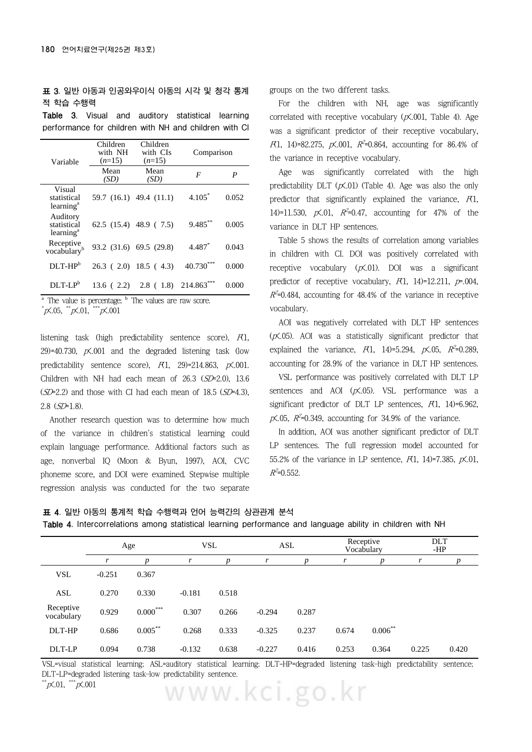표 3. 일반 아동과 인공와우이식 아동의 시각 및 청각 통계적 학습 수행력

**Table 3**. Visual and auditory statistical learning performance for children with NH and children with CI

| Variable | Children with NH ($n$=15) | Children with CIs ($n$=15) | Comparison | |
|---|---|---|---|---|
| | Mean ($SD$) | Mean ($SD$) | $F$ | $P$ |
| Visual statistical learning[a] | 59.7 (16.1) | 49.4 (11.1) | 4.105* | 0.052 |
| Auditory statistical learning[a] | 62.5 (15.4) | 48.9 ( 7.5) | 9.485** | 0.005 |
| Receptive vocabulary[b] | 93.2 (31.6) | 69.5 (29.8) | 4.487* | 0.043 |
| DLT-HP[b] | 26.3 ( 2.0) | 18.5 ( 4.3) | 40.730*** | 0.000 |
| DLT-LP[b] | 13.6 ( 2.2) | 2.8 ( 1.8) | 214.863*** | 0.000 |

[a] The value is percentage; [b] The values are raw score.
*$p$<.05, **$p$<.01, ***$p$<.001

listening task (high predictability sentence score), $F(1, 29)$=40.730, $p$<.001 and the degraded listening task (low predictability sentence score), $F(1, 29)$=214.863, $p$<.001. Children with NH had each mean of 26.3 ($SD$=2.0), 13.6 ($SD$=2.2) and those with CI had each mean of 18.5 ($SD$=4.3), 2.8 ($SD$=1.8).

Another research question was to determine how much of the variance in children's statistical learning could explain language performance. Additional factors such as age, nonverbal IQ (Moon & Byun, 1997), AOI, CVC phoneme score, and DOI were examined. Stepwise multiple regression analysis was conducted for the two separate groups on the two different tasks.

For the children with NH, age was significantly correlated with receptive vocabulary ($p$<.001, Table 4). Age was a significant predictor of their receptive vocabulary, $F(1, 14)$=82.275, $p$<.001, $R^2$=0.864, accounting for 86.4% of the variance in receptive vocabulary.

Age was significantly correlated with the high predictability DLT ($p$<.01) (Table 4). Age was also the only predictor that significantly explained the variance, $F(1, 14)$=11.530, $p$<.01, $R^2$=0.47, accounting for 47% of the variance in DLT HP sentences.

Table 5 shows the results of correlation among variables in children with CI. DOI was positively correlated with receptive vocabulary ($p$<.01). DOI was a significant predictor of receptive vocabulary, $F(1, 14)$=12.211, $p$=.004, $R^2$=0.484, accounting for 48.4% of the variance in receptive vocabulary.

AOI was negatively correlated with DLT HP sentences ($p$<.05). AOI was a statistically significant predictor that explained the variance, $F(1, 14)$=5.294, $p$<.05, $R^2$=0.289, accounting for 28.9% of the variance in DLT HP sentences.

VSL performance was positively correlated with DLT LP sentences and AOI ($p$<.05). VSL performance was a significant predictor of DLT LP sentences, $F(1, 14)$=6.962, $p$<.05, $R^2$=0.349, accounting for 34.9% of the variance.

In addition, AOI was another significant predictor of DLT LP sentences. The full regression model accounted for 55.2% of the variance in LP sentence, $F(1, 14)$=7.385, $p$<.01, $R^2$=0.552.

표 4. 일반 아동의 통계적 학습 수행력과 언어 능력간의 상관관계 분석

**Table 4**. Intercorrelations among statistical learning performance and language ability in children with NH

| | Age | | VSL | | ASL | | Receptive Vocabulary | | DLT -HP | |
|---|---|---|---|---|---|---|---|---|---|---|
| | $r$ | $p$ | $r$ | $p$ | $r$ | $p$ | $r$ | $p$ | $r$ | $p$ |
| VSL | -0.251 | 0.367 | | | | | | | | |
| ASL | 0.270 | 0.330 | -0.181 | 0.518 | | | | | | |
| Receptive vocabulary | 0.929 | 0.000*** | 0.307 | 0.266 | -0.294 | 0.287 | | | | |
| DLT-HP | 0.686 | 0.005** | 0.268 | 0.333 | -0.325 | 0.237 | 0.674 | 0.006** | | |
| DLT-LP | 0.094 | 0.738 | -0.132 | 0.638 | -0.227 | 0.416 | 0.253 | 0.364 | 0.225 | 0.420 |

VSL=visual statistical learning; ASL=auditory statistical learning; DLT-HP=degraded listening task-high predictability sentence; DLT-LP=degraded listening task-low predictability sentence.
**$p$<.01, ***$p$<.001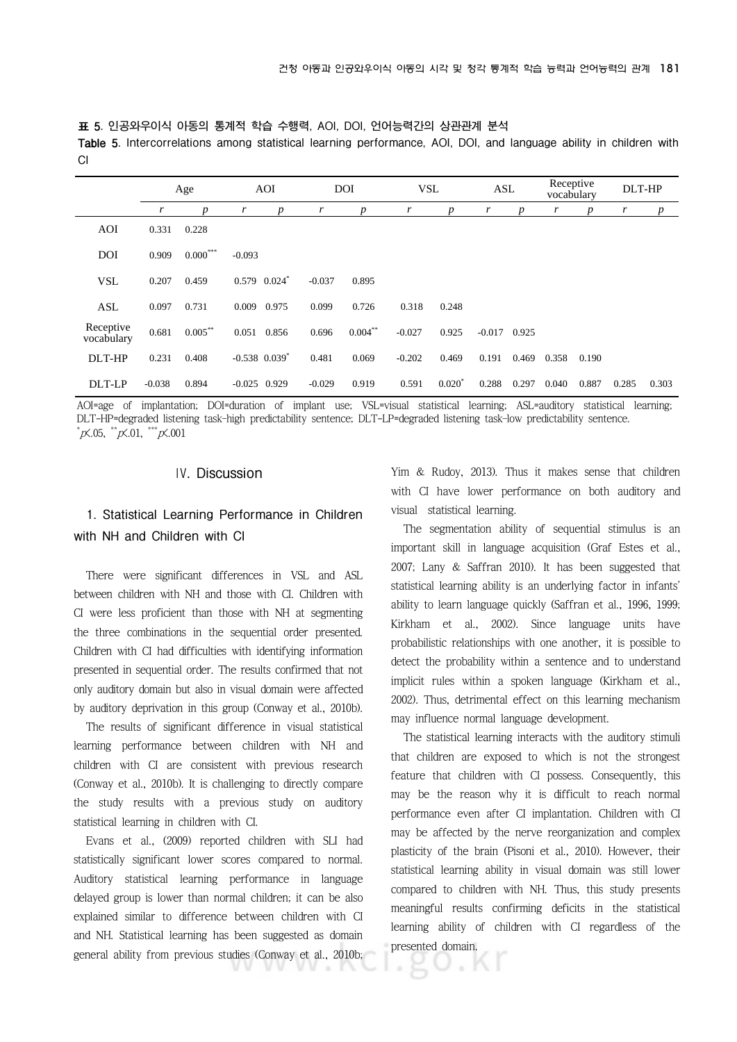**표 5**. 인공와우이식 아동의 통계적 학습 수행력, AOI, DOI, 언어능력간의 상관관계 분석

**Table 5**. Intercorrelations among statistical learning performance, AOI, DOI, and language ability in children with CI

| | Age | | AOI | | DOI | | VSL | | ASL | | Receptive vocabulary | | DLT-HP | |
|---|---|---|---|---|---|---|---|---|---|---|---|---|---|---|
| | *r* | *p* | *r* | *p* | *r* | *p* | *r* | *p* | *r* | *p* | *r* | *p* | *r* | *p* |
| AOI | 0.331 | 0.228 | | | | | | | | | | | | |
| DOI | 0.909 | 0.000*** | -0.093 | | | | | | | | | | | |
| VSL | 0.207 | 0.459 | 0.579 | 0.024* | -0.037 | 0.895 | | | | | | | | |
| ASL | 0.097 | 0.731 | 0.009 | 0.975 | 0.099 | 0.726 | 0.318 | 0.248 | | | | | | |
| Receptive vocabulary | 0.681 | 0.005** | 0.051 | 0.856 | 0.696 | 0.004** | -0.027 | 0.925 | -0.017 | 0.925 | | | | |
| DLT-HP | 0.231 | 0.408 | -0.538 | 0.039* | 0.481 | 0.069 | -0.202 | 0.469 | 0.191 | 0.469 | 0.358 | 0.190 | | |
| DLT-LP | -0.038 | 0.894 | -0.025 | 0.929 | -0.029 | 0.919 | 0.591 | 0.020* | 0.288 | 0.297 | 0.040 | 0.887 | 0.285 | 0.303 |

AOI=age of implantation; DOI=duration of implant use; VSL=visual statistical learning; ASL=auditory statistical learning; DLT-HP=degraded listening task-high predictability sentence; DLT-LP=degraded listening task-low predictability sentence.
*$p<.05$, **$p<.01$, ***$p<.001$

## Ⅳ. Discussion

### 1. Statistical Learning Performance in Children with NH and Children with CI

There were significant differences in VSL and ASL between children with NH and those with CI. Children with CI were less proficient than those with NH at segmenting the three combinations in the sequential order presented. Children with CI had difficulties with identifying information presented in sequential order. The results confirmed that not only auditory domain but also in visual domain were affected by auditory deprivation in this group (Conway et al., 2010b).

The results of significant difference in visual statistical learning performance between children with NH and children with CI are consistent with previous research (Conway et al., 2010b). It is challenging to directly compare the study results with a previous study on auditory statistical learning in children with CI.

Evans et al., (2009) reported children with SLI had statistically significant lower scores compared to normal. Auditory statistical learning performance in language delayed group is lower than normal children; it can be also explained similar to difference between children with CI and NH. Statistical learning has been suggested as domain general ability from previous studies (Conway et al., 2010b; Yim & Rudoy, 2013). Thus it makes sense that children with CI have lower performance on both auditory and visual statistical learning.

The segmentation ability of sequential stimulus is an important skill in language acquisition (Graf Estes et al., 2007; Lany & Saffran 2010). It has been suggested that statistical learning ability is an underlying factor in infants' ability to learn language quickly (Saffran et al., 1996, 1999; Kirkham et al., 2002). Since language units have probabilistic relationships with one another, it is possible to detect the probability within a sentence and to understand implicit rules within a spoken language (Kirkham et al., 2002). Thus, detrimental effect on this learning mechanism may influence normal language development.

The statistical learning interacts with the auditory stimuli that children are exposed to which is not the strongest feature that children with CI possess. Consequently, this may be the reason why it is difficult to reach normal performance even after CI implantation. Children with CI may be affected by the nerve reorganization and complex plasticity of the brain (Pisoni et al., 2010). However, their statistical learning ability in visual domain was still lower compared to children with NH. Thus, this study presents meaningful results confirming deficits in the statistical learning ability of children with CI regardless of the presented domain.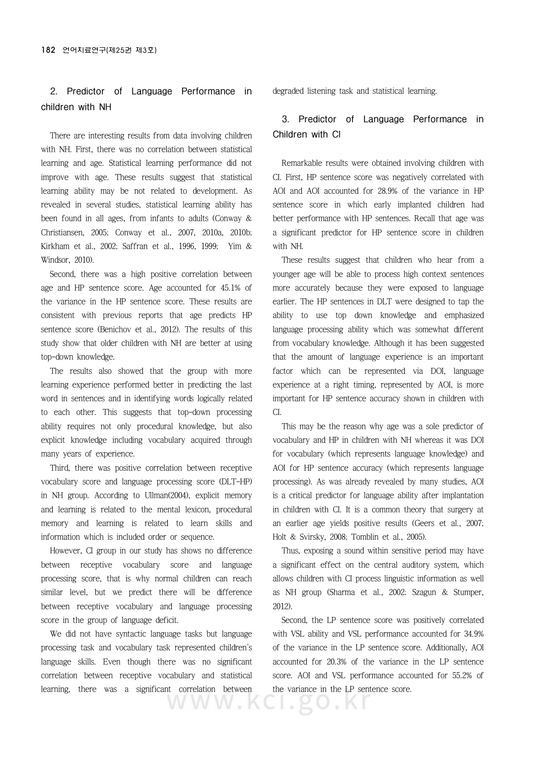## 2. Predictor of Language Performance in children with NH

There are interesting results from data involving children with NH. First, there was no correlation between statistical learning and age. Statistical learning performance did not improve with age. These results suggest that statistical learning ability may be not related to development. As revealed in several studies, statistical learning ability has been found in all ages, from infants to adults (Conway & Christiansen, 2005; Conway et al., 2007, 2010a, 2010b; Kirkham et al., 2002; Saffran et al., 1996, 1999; Yim & Windsor, 2010).

Second, there was a high positive correlation between age and HP sentence score. Age accounted for 45.1% of the variance in the HP sentence score. These results are consistent with previous reports that age predicts HP sentence score (Benichov et al., 2012). The results of this study show that older children with NH are better at using top-down knowledge.

The results also showed that the group with more learning experience performed better in predicting the last word in sentences and in identifying words logically related to each other. This suggests that top-down processing ability requires not only procedural knowledge, but also explicit knowledge including vocabulary acquired through many years of experience.

Third, there was positive correlation between receptive vocabulary score and language processing score (DLT-HP) in NH group. According to Ullman(2004), explicit memory and learning is related to the mental lexicon, procedural memory and learning is related to learn skills and information which is included order or sequence.

However, CI group in our study has shows no difference between receptive vocabulary score and language processing score, that is why normal children can reach similar level, but we predict there will be difference between receptive vocabulary and language processing score in the group of language deficit.

We did not have syntactic language tasks but language processing task and vocabulary task represented children's language skills. Even though there was no significant correlation between receptive vocabulary and statistical learning, there was a significant correlation between degraded listening task and statistical learning.

## 3. Predictor of Language Performance in Children with CI

Remarkable results were obtained involving children with CI. First, HP sentence score was negatively correlated with AOI and AOI accounted for 28.9% of the variance in HP sentence score in which early implanted children had better performance with HP sentences. Recall that age was a significant predictor for HP sentence score in children with NH.

These results suggest that children who hear from a younger age will be able to process high context sentences more accurately because they were exposed to language earlier. The HP sentences in DLT were designed to tap the ability to use top down knowledge and emphasized language processing ability which was somewhat different from vocabulary knowledge. Although it has been suggested that the amount of language experience is an important factor which can be represented via DOI, language experience at a right timing, represented by AOI, is more important for HP sentence accuracy shown in children with CI.

This may be the reason why age was a sole predictor of vocabulary and HP in children with NH whereas it was DOI for vocabulary (which represents language knowledge) and AOI for HP sentence accuracy (which represents language processing). As was already revealed by many studies, AOI is a critical predictor for language ability after implantation in children with CI. It is a common theory that surgery at an earlier age yields positive results (Geers et al., 2007; Holt & Svirsky, 2008; Tomblin et al., 2005).

Thus, exposing a sound within sensitive period may have a significant effect on the central auditory system, which allows children with CI process linguistic information as well as NH group (Sharma et al., 2002; Szagun & Stumper, 2012).

Second, the LP sentence score was positively correlated with VSL ability and VSL performance accounted for 34.9% of the variance in the LP sentence score. Additionally, AOI accounted for 20.3% of the variance in the LP sentence score. AOI and VSL performance accounted for 55.2% of the variance in the LP sentence score.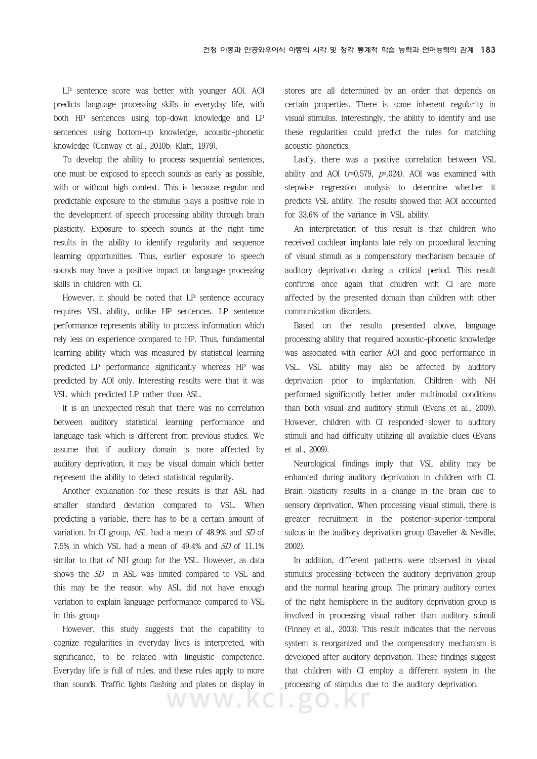LP sentence score was better with younger AOI. AOI predicts language processing skills in everyday life, with both HP sentences using top-down knowledge and LP sentences using bottom-up knowledge, acoustic-phonetic knowledge (Conway et al., 2010b; Klatt, 1979).

To develop the ability to process sequential sentences, one must be exposed to speech sounds as early as possible, with or without high context. This is because regular and predictable exposure to the stimulus plays a positive role in the development of speech processing ability through brain plasticity. Exposure to speech sounds at the right time results in the ability to identify regularity and sequence learning opportunities. Thus, earlier exposure to speech sounds may have a positive impact on language processing skills in children with CI.

However, it should be noted that LP sentence accuracy requires VSL ability, unlike HP sentences. LP sentence performance represents ability to process information which rely less on experience compared to HP. Thus, fundamental learning ability which was measured by statistical learning predicted LP performance significantly whereas HP was predicted by AOI only. Interesting results were that it was VSL which predicted LP rather than ASL.

It is an unexpected result that there was no correlation between auditory statistical learning performance and language task which is different from previous studies. We assume that if auditory domain is more affected by auditory deprivation, it may be visual domain which better represent the ability to detect statistical regularity.

Another explanation for these results is that ASL had smaller standard deviation compared to VSL. When predicting a variable, there has to be a certain amount of variation. In CI group, ASL had a mean of 48.9% and *SD* of 7.5% in which VSL had a mean of 49.4% and *SD* of 11.1% similar to that of NH group for the VSL. However, as data shows the *SD* in ASL was limited compared to VSL and this may be the reason why ASL did not have enough variation to explain language performance compared to VSL in this group

However, this study suggests that the capability to cognize regularities in everyday lives is interpreted, with significance, to be related with linguistic competence. Everyday life is full of rules, and these rules apply to more than sounds. Traffic lights flashing and plates on display in stores are all determined by an order that depends on certain properties. There is some inherent regularity in visual stimulus. Interestingly, the ability to identify and use these regularities could predict the rules for matching acoustic-phonetics.

Lastly, there was a positive correlation between VSL ability and AOI ($r$=0.579, $p$=.024). AOI was examined with stepwise regression analysis to determine whether it predicts VSL ability. The results showed that AOI accounted for 33.6% of the variance in VSL ability.

An interpretation of this result is that children who received cochlear implants late rely on procedural learning of visual stimuli as a compensatory mechanism because of auditory deprivation during a critical period. This result confirms once again that children with CI are more affected by the presented domain than children with other communication disorders.

Based on the results presented above, language processing ability that required acoustic-phonetic knowledge was associated with earlier AOI and good performance in VSL. VSL ability may also be affected by auditory deprivation prior to implantation. Children with NH performed significantly better under multimodal conditions than both visual and auditory stimuli (Evans et al., 2009). However, children with CI responded slower to auditory stimuli and had difficulty utilizing all available clues (Evans et al., 2009).

Neurological findings imply that VSL ability may be enhanced during auditory deprivation in children with CI. Brain plasticity results in a change in the brain due to sensory deprivation. When processing visual stimuli, there is greater recruitment in the posterior-superior-temporal sulcus in the auditory deprivation group (Bavelier & Neville, 2002).

In addition, different patterns were observed in visual stimulus processing between the auditory deprivation group and the normal hearing group. The primary auditory cortex of the right hemisphere in the auditory deprivation group is involved in processing visual rather than auditory stimuli (Finney et al., 2003). This result indicates that the nervous system is reorganized and the compensatory mechanism is developed after auditory deprivation. These findings suggest that children with CI employ a different system in the processing of stimulus due to the auditory deprivation.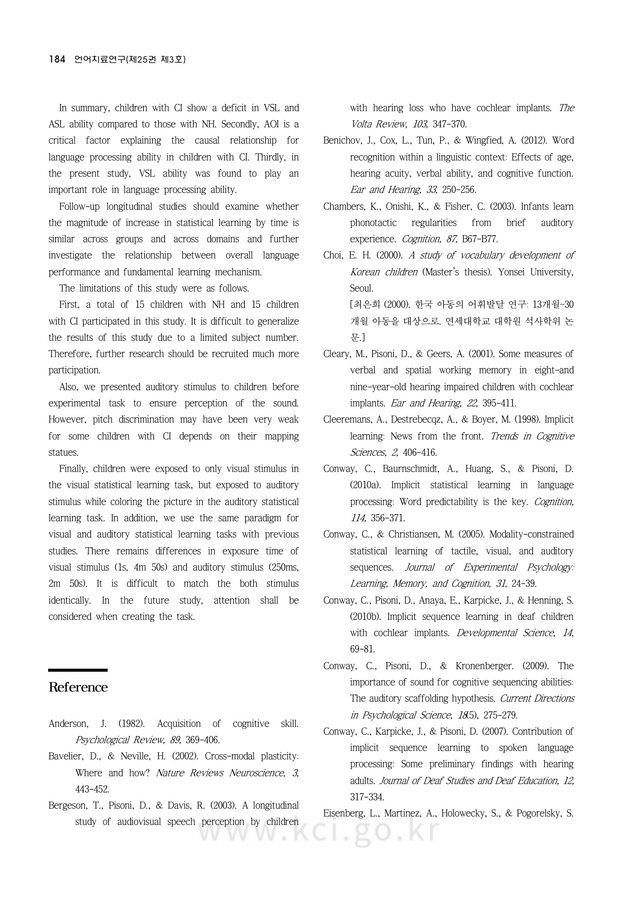In summary, children with CI show a deficit in VSL and ASL ability compared to those with NH. Secondly, AOI is a critical factor explaining the causal relationship for language processing ability in children with CI. Thirdly, in the present study, VSL ability was found to play an important role in language processing ability.

Follow-up longitudinal studies should examine whether the magnitude of increase in statistical learning by time is similar across groups and across domains and further investigate the relationship between overall language performance and fundamental learning mechanism.

The limitations of this study were as follows.

First, a total of 15 children with NH and 15 children with CI participated in this study. It is difficult to generalize the results of this study due to a limited subject number. Therefore, further research should be recruited much more participation.

Also, we presented auditory stimulus to children before experimental task to ensure perception of the sound. However, pitch discrimination may have been very weak for some children with CI depends on their mapping statues.

Finally, children were exposed to only visual stimulus in the visual statistical learning task, but exposed to auditory stimulus while coloring the picture in the auditory statistical learning task. In addition, we use the same paradigm for visual and auditory statistical learning tasks with previous studies. There remains differences in exposure time of visual stimulus (1s, 4m 50s) and auditory stimulus (250ms, 2m 50s). It is difficult to match the both stimulus identically. In the future study, attention shall be considered when creating the task.

## Reference

Anderson, J. (1982). Acquisition of cognitive skill. *Psychological Review, 89,* 369-406.

Bavelier, D., & Neville, H. (2002). Cross-modal plasticity: Where and how? *Nature Reviews Neuroscience, 3,* 443-452.

Bergeson, T., Pisoni, D., & Davis, R. (2003). A longitudinal study of audiovisual speech perception by children with hearing loss who have cochlear implants. *The Volta Review, 103,* 347-370.

Benichov, J., Cox, L., Tun, P., & Wingfied, A. (2012). Word recognition within a linguistic context: Effects of age, hearing acuity, verbal ability, and cognitive function. *Ear and Hearing, 33,* 250-256.

Chambers, K., Onishi, K., & Fisher, C. (2003). Infants learn phonotactic regularities from brief auditory experience. *Cognition, 87,* B67-B77.

Choi, E. H. (2000). *A study of vocabulary development of Korean children* (Master's thesis). Yonsei University, Seoul.
[최은희 (2000). 한국 아동의 어휘발달 연구: 13개월~30개월 아동을 대상으로. 연세대학교 대학원 석사학위 논문.]

Cleary, M., Pisoni, D., & Geers, A. (2001). Some measures of verbal and spatial working memory in eight-and nine-year-old hearing impaired children with cochlear implants. *Ear and Hearing, 22,* 395-411.

Cleeremans, A., Destrebecqz, A., & Boyer, M. (1998). Implicit learning: News from the front. *Trends in Cognitive Sciences, 2,* 406-416.

Conway, C., Baurnschmidt, A., Huang, S., & Pisoni, D. (2010a). Implicit statistical learning in language processing: Word predictability is the key. *Cognition, 114,* 356-371.

Conway, C., & Christiansen, M. (2005). Modality-constrained statistical learning of tactile, visual, and auditory sequences. *Journal of Experimental Psychology: Learning, Memory, and Cognition, 31,* 24-39.

Conway, C., Pisoni, D., Anaya, E., Karpicke, J., & Henning, S. (2010b). Implicit sequence learning in deaf children with cochlear implants. *Developmental Science, 14,* 69-81.

Conway, C., Pisoni, D., & Kronenberger. (2009). The importance of sound for cognitive sequencing abilities: The auditory scaffolding hypothesis. *Current Directions in Psychological Science, 18*(5), 275-279.

Conway, C., Karpicke, J., & Pisoni, D. (2007). Contribution of implicit sequence learning to spoken language processing: Some preliminary findings with hearing adults. *Journal of Deaf Studies and Deaf Education, 12,* 317-334.

Eisenberg, L., Martinez, A., Holowecky, S., & Pogorelsky, S.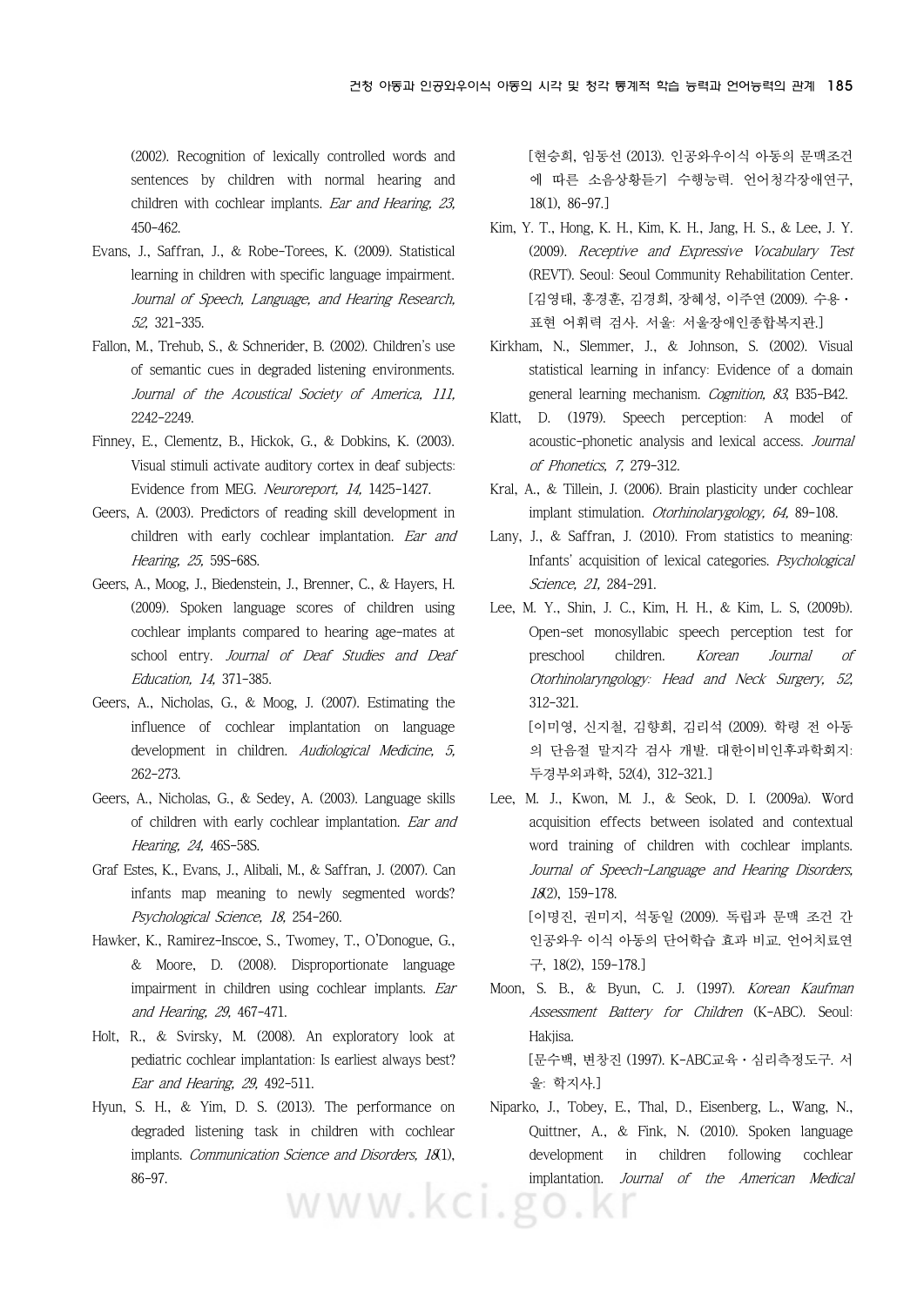(2002). Recognition of lexically controlled words and sentences by children with normal hearing and children with cochlear implants. *Ear and Hearing, 23,* 450-462.

Evans, J., Saffran, J., & Robe-Torees, K. (2009). Statistical learning in children with specific language impairment. *Journal of Speech, Language, and Hearing Research, 52,* 321-335.

Fallon, M., Trehub, S., & Schnerider, B. (2002). Children's use of semantic cues in degraded listening environments. *Journal of the Acoustical Society of America, 111,* 2242-2249.

Finney, E., Clementz, B., Hickok, G., & Dobkins, K. (2003). Visual stimuli activate auditory cortex in deaf subjects: Evidence from MEG. *Neuroreport, 14,* 1425-1427.

Geers, A. (2003). Predictors of reading skill development in children with early cochlear implantation. *Ear and Hearing, 25,* 59S-68S.

Geers, A., Moog, J., Biedenstein, J., Brenner, C., & Hayers, H. (2009). Spoken language scores of children using cochlear implants compared to hearing age-mates at school entry. *Journal of Deaf Studies and Deaf Education, 14,* 371-385.

Geers, A., Nicholas, G., & Moog, J. (2007). Estimating the influence of cochlear implantation on language development in children. *Audiological Medicine, 5,* 262-273.

Geers, A., Nicholas, G., & Sedey, A. (2003). Language skills of children with early cochlear implantation. *Ear and Hearing, 24,* 46S-58S.

Graf Estes, K., Evans, J., Alibali, M., & Saffran, J. (2007). Can infants map meaning to newly segmented words? *Psychological Science, 18,* 254-260.

Hawker, K., Ramirez-Inscoe, S., Twomey, T., O'Donogue, G., & Moore, D. (2008). Disproportionate language impairment in children using cochlear implants. *Ear and Hearing, 29,* 467-471.

Holt, R., & Svirsky, M. (2008). An exploratory look at pediatric cochlear implantation: Is earliest always best? *Ear and Hearing, 29,* 492-511.

Hyun, S. H., & Yim, D. S. (2013). The performance on degraded listening task in children with cochlear implants. *Communication Science and Disorders, 18*(1), 86-97.
[현승희, 임동선 (2013). 인공와우이식 아동의 문맥조건에 따른 소음상황듣기 수행능력. 언어청각장애연구, 18(1), 86-97.]

Kim, Y. T., Hong, K. H., Kim, K. H., Jang, H. S., & Lee, J. Y. (2009). *Receptive and Expressive Vocabulary Test* (REVT). Seoul: Seoul Community Rehabilitation Center.
[김영태, 홍경훈, 김경희, 장혜성, 이주연 (2009). 수용・표현 어휘력 검사. 서울: 서울장애인종합복지관.]

Kirkham, N., Slemmer, J., & Johnson, S. (2002). Visual statistical learning in infancy: Evidence of a domain general learning mechanism. *Cognition, 83,* B35-B42.

Klatt, D. (1979). Speech perception: A model of acoustic-phonetic analysis and lexical access. *Journal of Phonetics, 7,* 279-312.

Kral, A., & Tillein, J. (2006). Brain plasticity under cochlear implant stimulation. *Otorhinolarygology, 64,* 89-108.

Lany, J., & Saffran, J. (2010). From statistics to meaning: Infants' acquisition of lexical categories. *Psychological Science, 21,* 284-291.

Lee, M. Y., Shin, J. C., Kim, H. H., & Kim, L. S, (2009b). Open-set monosyllabic speech perception test for preschool children. *Korean Journal of Otorhinolaryngology: Head and Neck Surgery, 52,* 312-321.
[이미영, 신지철, 김향희, 김리석 (2009). 학령 전 아동의 단음절 말지각 검사 개발. 대한이비인후과학회지: 두경부외과학, 52(4), 312-321.]

Lee, M. J., Kwon, M. J., & Seok, D. I. (2009a). Word acquisition effects between isolated and contextual word training of children with cochlear implants. *Journal of Speech-Language and Hearing Disorders, 18*(2), 159-178.
[이명진, 권미지, 석동일 (2009). 독립과 문맥 조건 간 인공와우 이식 아동의 단어학습 효과 비교. 언어치료연구, 18(2), 159-178.]

Moon, S. B., & Byun, C. J. (1997). *Korean Kaufman Assessment Battery for Children* (K-ABC). Seoul: Hakjisa.
[문수백, 변창진 (1997). K-ABC교육・심리측정도구. 서울: 학지사.]

Niparko, J., Tobey, E., Thal, D., Eisenberg, L., Wang, N., Quittner, A., & Fink, N. (2010). Spoken language development in children following cochlear implantation. *Journal of the American Medical*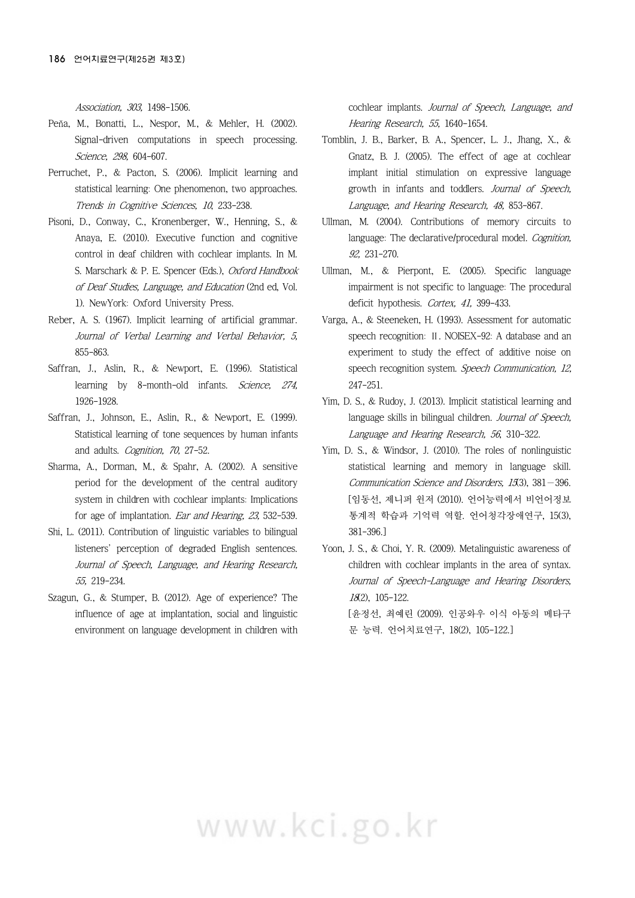*Association, 303,* 1498-1506.

Peňa, M., Bonatti, L., Nespor, M., & Mehler, H. (2002). Signal-driven computations in speech processing. *Science, 298,* 604-607.

Perruchet, P., & Pacton, S. (2006). Implicit learning and statistical learning: One phenomenon, two approaches. *Trends in Cognitive Sciences, 10,* 233-238.

Pisoni, D., Conway, C., Kronenberger, W., Henning, S., & Anaya, E. (2010). Executive function and cognitive control in deaf children with cochlear implants. In M. S. Marschark & P. E. Spencer (Eds.), *Oxford Handbook of Deaf Studies, Language, and Education* (2nd ed, Vol. 1). NewYork: Oxford University Press.

Reber, A. S. (1967). Implicit learning of artificial grammar. *Journal of Verbal Learning and Verbal Behavior, 5,* 855-863.

Saffran, J., Aslin, R., & Newport, E. (1996). Statistical learning by 8-month-old infants. *Science, 274,* 1926-1928.

Saffran, J., Johnson, E., Aslin, R., & Newport, E. (1999). Statistical learning of tone sequences by human infants and adults. *Cognition, 70,* 27-52.

Sharma, A., Dorman, M., & Spahr, A. (2002). A sensitive period for the development of the central auditory system in children with cochlear implants: Implications for age of implantation. *Ear and Hearing, 23,* 532-539.

Shi, L. (2011). Contribution of linguistic variables to bilingual listeners' perception of degraded English sentences. *Journal of Speech, Language, and Hearing Research, 55,* 219-234.

Szagun, G., & Stumper, B. (2012). Age of experience? The influence of age at implantation, social and linguistic environment on language development in children with cochlear implants. *Journal of Speech, Language, and Hearing Research, 55,* 1640-1654.

Tomblin, J. B., Barker, B. A., Spencer, L. J., Jhang, X., & Gnatz, B. J. (2005). The effect of age at cochlear implant initial stimulation on expressive language growth in infants and toddlers. *Journal of Speech, Language, and Hearing Research, 48,* 853-867.

Ullman, M. (2004). Contributions of memory circuits to language: The declarative/procedural model. *Cognition, 92,* 231-270.

Ullman, M., & Pierpont, E. (2005). Specific language impairment is not specific to language: The procedural deficit hypothesis. *Cortex, 41,* 399-433.

Varga, A., & Steeneken, H. (1993). Assessment for automatic speech recognition: Ⅱ. NOISEX-92: A database and an experiment to study the effect of additive noise on speech recognition system. *Speech Communication, 12,* 247-251.

Yim, D. S., & Rudoy, J. (2013). Implicit statistical learning and language skills in bilingual children. *Journal of Speech, Language and Hearing Research, 56,* 310-322.

Yim, D. S., & Windsor, J. (2010). The roles of nonlinguistic statistical learning and memory in language skill. *Communication Science and Disorders, 15*(3), 381－396. [임동선, 제니퍼 윈저 (2010). 언어능력에서 비언어정보 통계적 학습과 기억력 역할. 언어청각장애연구, 15(3), 381-396.]

Yoon, J. S., & Choi, Y. R. (2009). Metalinguistic awareness of children with cochlear implants in the area of syntax. *Journal of Speech-Language and Hearing Disorders, 18*(2), 105-122.
[윤정선, 최예린 (2009). 인공와우 이식 아동의 메타구문 능력. 언어치료연구, 18(2), 105-122.]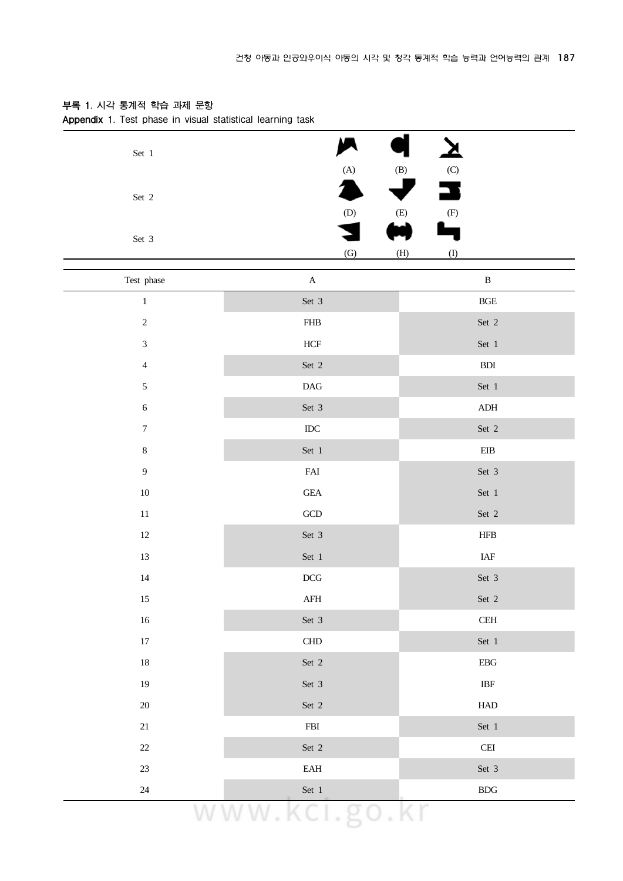**부록 1**. 시각 통계적 학습 과제 문항

**Appendix 1**. Test phase in visual statistical learning task

| | | | |
|---|---|---|---|
| Set 1 | (A) | (B) | (C) |
| Set 2 | (D) | (E) | (F) |
| Set 3 | (G) | (H) | (I) |

| Test phase | A | B |
|---|---|---|
| 1 | Set 3 | BGE |
| 2 | FHB | Set 2 |
| 3 | HCF | Set 1 |
| 4 | Set 2 | BDI |
| 5 | DAG | Set 1 |
| 6 | Set 3 | ADH |
| 7 | IDC | Set 2 |
| 8 | Set 1 | EIB |
| 9 | FAI | Set 3 |
| 10 | GEA | Set 1 |
| 11 | GCD | Set 2 |
| 12 | Set 3 | HFB |
| 13 | Set 1 | IAF |
| 14 | DCG | Set 3 |
| 15 | AFH | Set 2 |
| 16 | Set 3 | CEH |
| 17 | CHD | Set 1 |
| 18 | Set 2 | EBG |
| 19 | Set 3 | IBF |
| 20 | Set 2 | HAD |
| 21 | FBI | Set 1 |
| 22 | Set 2 | CEI |
| 23 | EAH | Set 3 |
| 24 | Set 1 | BDG |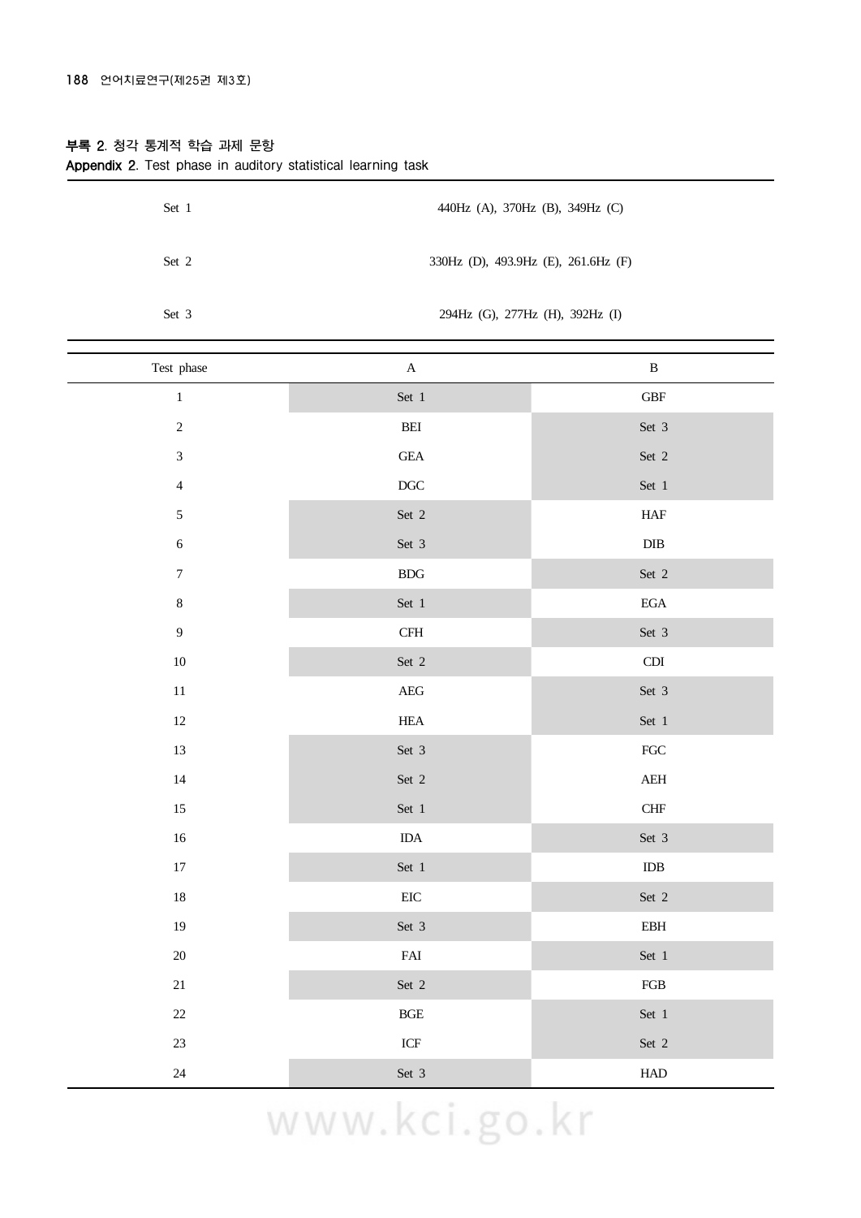**부록 2. 청각 통계적 학습 과제 문항**

**Appendix 2. Test phase in auditory statistical learning task**

| | |
|---|---|
| Set 1 | 440Hz (A), 370Hz (B), 349Hz (C) |
| Set 2 | 330Hz (D), 493.9Hz (E), 261.6Hz (F) |
| Set 3 | 294Hz (G), 277Hz (H), 392Hz (I) |

| Test phase | A | B |
|---|---|---|
| 1 | Set 1 | GBF |
| 2 | BEI | Set 3 |
| 3 | GEA | Set 2 |
| 4 | DGC | Set 1 |
| 5 | Set 2 | HAF |
| 6 | Set 3 | DIB |
| 7 | BDG | Set 2 |
| 8 | Set 1 | EGA |
| 9 | CFH | Set 3 |
| 10 | Set 2 | CDI |
| 11 | AEG | Set 3 |
| 12 | HEA | Set 1 |
| 13 | Set 3 | FGC |
| 14 | Set 2 | AEH |
| 15 | Set 1 | CHF |
| 16 | IDA | Set 3 |
| 17 | Set 1 | IDB |
| 18 | EIC | Set 2 |
| 19 | Set 3 | EBH |
| 20 | FAI | Set 1 |
| 21 | Set 2 | FGB |
| 22 | BGE | Set 1 |
| 23 | ICF | Set 2 |
| 24 | Set 3 | HAD |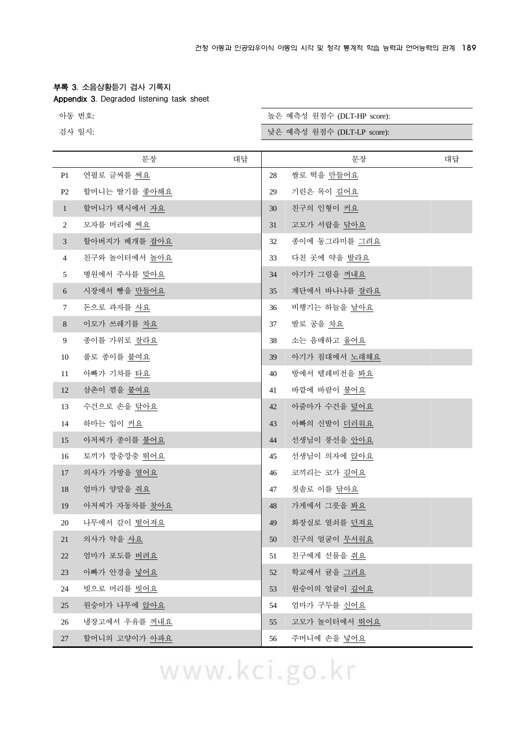**부록 3**. 소음상황듣기 검사 기록지

**Appendix 3**. Degraded listening task sheet

| 아동 번호: | 높은 예측성 원점수 (DLT-HP score): |
|---|---|
| 검사 일시: | 낮은 예측성 원점수 (DLT-LP score): |

| | 문장 | 대답 | | 문장 | 대답 |
|---|---|---|---|---|---|
| P1 | 연필로 글씨를 <u>써요</u> | | 28 | 쌀로 떡을 <u>만들어요</u> | |
| P2 | 할머니는 딸기를 <u>좋아해요</u> | | 29 | 기린은 목이 <u>길어요</u> | |
| 1 | 할머니가 택시에서 <u>자요</u> | | 30 | 친구의 인형이 <u>커요</u> | |
| 2 | 모자를 머리에 <u>써요</u> | | 31 | 고모가 서랍을 <u>닦아요</u> | |
| 3 | 할아버지가 베개를 <u>잡아요</u> | | 32 | 종이에 동그라미를 <u>그려요</u> | |
| 4 | 친구와 놀이터에서 <u>놀아요</u> | | 33 | 다친 곳에 약을 <u>발라요</u> | |
| 5 | 병원에서 주사를 <u>맞아요</u> | | 34 | 아기가 그림을 <u>꺼내요</u> | |
| 6 | 시장에서 빵을 <u>만들어요</u> | | 35 | 계단에서 바나나를 <u>잘라요</u> | |
| 7 | 돈으로 과자를 <u>사요</u> | | 36 | 비행기는 하늘을 <u>날아요</u> | |
| 8 | 이모가 쓰레기를 <u>차요</u> | | 37 | 발로 공을 <u>차요</u> | |
| 9 | 종이를 가위로 <u>잘라요</u> | | 38 | 소는 음매하고 <u>울어요</u> | |
| 10 | 풀로 종이를 <u>붙여요</u> | | 39 | 아기가 침대에서 <u>노래해요</u> | |
| 11 | 아빠가 기차를 <u>타요</u> | | 40 | 방에서 텔레비전을 <u>봐요</u> | |
| 12 | 삼촌이 껌을 <u>붙여요</u> | | 41 | 바깥에 바람이 <u>불어요</u> | |
| 13 | 수건으로 손을 <u>닦아요</u> | | 42 | 아줌마가 수건을 <u>덮어요</u> | |
| 14 | 하마는 입이 <u>커요</u> | | 43 | 아빠의 신발이 <u>더러워요</u> | |
| 15 | 아저씨가 종이를 <u>불어요</u> | | 44 | 선생님이 풍선을 <u>안아요</u> | |
| 16 | 토끼가 깡충깡충 <u>뛰어요</u> | | 45 | 선생님이 의자에 <u>앉아요</u> | |
| 17 | 의사가 가방을 <u>열어요</u> | | 46 | 코끼리는 코가 <u>길어요</u> | |
| 18 | 엄마가 양말을 <u>줘요</u> | | 47 | 칫솔로 이를 <u>닦아요</u> | |
| 19 | 아저씨가 자동차를 <u>찾아요</u> | | 48 | 가게에서 그릇을 <u>봐요</u> | |
| 20 | 나무에서 감이 <u>떨어져요</u> | | 49 | 화장실로 열쇠를 <u>던져요</u> | |
| 21 | 의사가 약을 <u>사요</u> | | 50 | 친구의 얼굴이 <u>무서워요</u> | |
| 22 | 엄마가 포도를 <u>버려요</u> | | 51 | 친구에게 선물을 <u>줘요</u> | |
| 23 | 아빠가 안경을 <u>넣어요</u> | | 52 | 학교에서 귤을 <u>그려요</u> | |
| 24 | 빗으로 머리를 <u>빗어요</u> | | 53 | 원숭이의 얼굴이 <u>길어요</u> | |
| 25 | 원숭이가 나무에 <u>앉아요</u> | | 54 | 엄마가 구두를 <u>신어요</u> | |
| 26 | 냉장고에서 우유를 <u>꺼내요</u> | | 55 | 고모가 놀이터에서 <u>뛰어요</u> | |
| 27 | 할머니의 고양이가 <u>아파요</u> | | 56 | 주머니에 손을 <u>넣어요</u> | |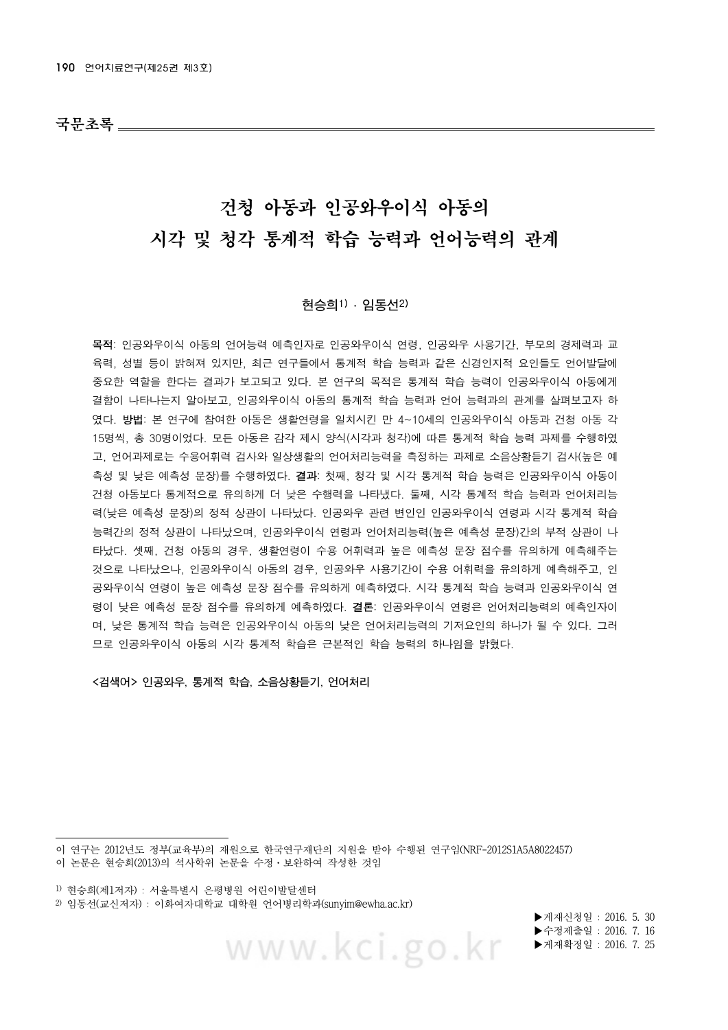## 국문초록

# 건청 아동과 인공와우이식 아동의 시각 및 청각 통계적 학습 능력과 언어능력의 관계

**현승희[1] · 임동선[2]**

**목적**: 인공와우이식 아동의 언어능력 예측인자로 인공와우이식 연령, 인공와우 사용기간, 부모의 경제력과 교육력, 성별 등이 밝혀져 있지만, 최근 연구들에서 통계적 학습 능력과 같은 신경인지적 요인들도 언어발달에 중요한 역할을 한다는 결과가 보고되고 있다. 본 연구의 목적은 통계적 학습 능력이 인공와우이식 아동에게 결함이 나타나는지 알아보고, 인공와우이식 아동의 통계적 학습 능력과 언어 능력과의 관계를 살펴보고자 하였다. **방법**: 본 연구에 참여한 아동은 생활연령을 일치시킨 만 4~10세의 인공와우이식 아동과 건청 아동 각 15명씩, 총 30명이었다. 모든 아동은 감각 제시 양식(시각과 청각)에 따른 통계적 학습 능력 과제를 수행하였고, 언어과제로는 수용어휘력 검사와 일상생활의 언어처리능력을 측정하는 과제로 소음상황듣기 검사(높은 예측성 및 낮은 예측성 문장)를 수행하였다. **결과**: 첫째, 청각 및 시각 통계적 학습 능력은 인공와우이식 아동이 건청 아동보다 통계적으로 유의하게 더 낮은 수행력을 나타냈다. 둘째, 시각 통계적 학습 능력과 언어처리능력(낮은 예측성 문장)의 정적 상관이 나타났다. 인공와우 관련 변인인 인공와우이식 연령과 시각 통계적 학습 능력간의 정적 상관이 나타났으며, 인공와우이식 연령과 언어처리능력(높은 예측성 문장)간의 부적 상관이 나타났다. 셋째, 건청 아동의 경우, 생활연령이 수용 어휘력과 높은 예측성 문장 점수를 유의하게 예측해주는 것으로 나타났으나, 인공와우이식 아동의 경우, 인공와우 사용기간이 수용 어휘력을 유의하게 예측해주고, 인공와우이식 연령이 높은 예측성 문장 점수를 유의하게 예측하였다. 시각 통계적 학습 능력과 인공와우이식 연령이 낮은 예측성 문장 점수를 유의하게 예측하였다. **결론**: 인공와우이식 연령은 언어처리능력의 예측인자이며, 낮은 통계적 학습 능력은 인공와우이식 아동의 낮은 언어처리능력의 기저요인의 하나가 될 수 있다. 그러므로 인공와우이식 아동의 시각 통계적 학습은 근본적인 학습 능력의 하나임을 밝혔다.

**<검색어> 인공와우, 통계적 학습, 소음상황듣기, 언어처리**

---

이 연구는 2012년도 정부(교육부)의 재원으로 한국연구재단의 지원을 받아 수행된 연구임(NRF-2012S1A5A8022457)
이 논문은 현승희(2013)의 석사학위 논문을 수정・보완하여 작성한 것임

[1] 현승희(제1저자) : 서울특별시 은평병원 어린이발달센터
[2] 임동선(교신저자) : 이화여자대학교 대학원 언어병리학과(sunyim@ewha.ac.kr)

▶게재신청일 : 2016. 5. 30
▶수정제출일 : 2016. 7. 16
▶게재확정일 : 2016. 7. 25